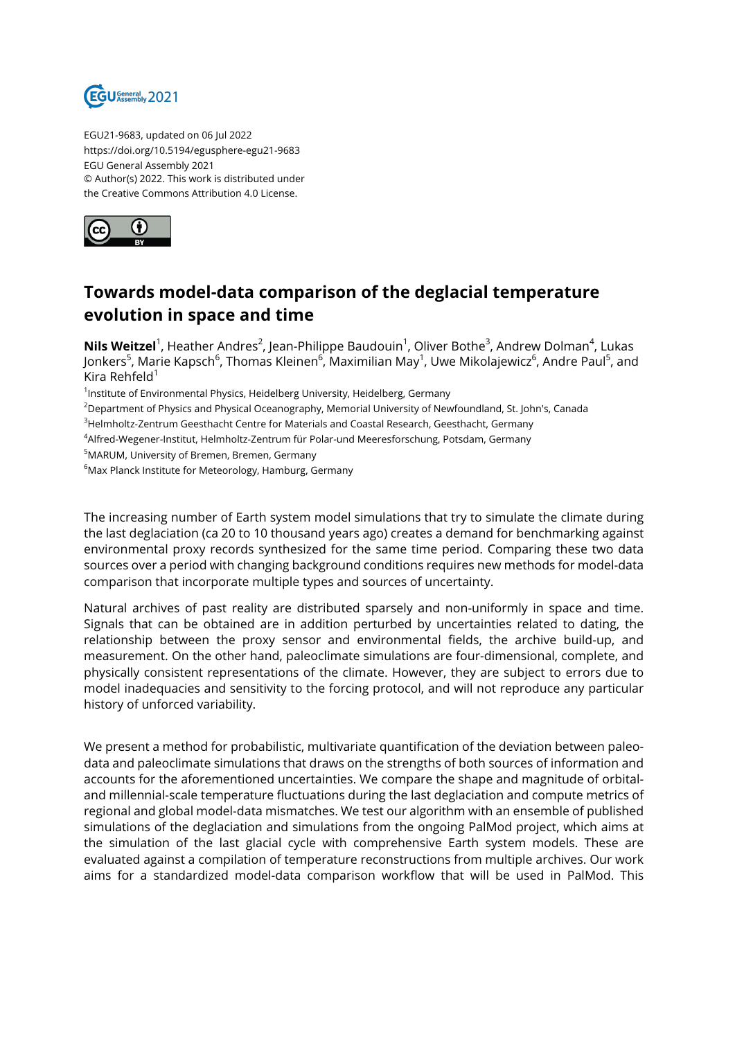EGU21-9683, updated on 06 Jul 2022
https://doi.org/10.5194/egusphere-egu21-9683
EGU General Assembly 2021
© Author(s) 2022. This work is distributed under
the Creative Commons Attribution 4.0 License.

# Towards model-data comparison of the deglacial temperature evolution in space and time

**Nils Weitzel**[1], Heather Andres[2], Jean-Philippe Baudouin[1], Oliver Bothe[3], Andrew Dolman[4], Lukas Jonkers[5], Marie Kapsch[6], Thomas Kleinen[6], Maximilian May[1], Uwe Mikolajewicz[6], Andre Paul[5], and Kira Rehfeld[1]

[1]Institute of Environmental Physics, Heidelberg University, Heidelberg, Germany
[2]Department of Physics and Physical Oceanography, Memorial University of Newfoundland, St. John's, Canada
[3]Helmholtz-Zentrum Geesthacht Centre for Materials and Coastal Research, Geesthacht, Germany
[4]Alfred-Wegener-Institut, Helmholtz-Zentrum für Polar-und Meeresforschung, Potsdam, Germany
[5]MARUM, University of Bremen, Bremen, Germany
[6]Max Planck Institute for Meteorology, Hamburg, Germany

The increasing number of Earth system model simulations that try to simulate the climate during the last deglaciation (ca 20 to 10 thousand years ago) creates a demand for benchmarking against environmental proxy records synthesized for the same time period. Comparing these two data sources over a period with changing background conditions requires new methods for model-data comparison that incorporate multiple types and sources of uncertainty.

Natural archives of past reality are distributed sparsely and non-uniformly in space and time. Signals that can be obtained are in addition perturbed by uncertainties related to dating, the relationship between the proxy sensor and environmental fields, the archive build-up, and measurement. On the other hand, paleoclimate simulations are four-dimensional, complete, and physically consistent representations of the climate. However, they are subject to errors due to model inadequacies and sensitivity to the forcing protocol, and will not reproduce any particular history of unforced variability.

We present a method for probabilistic, multivariate quantification of the deviation between paleo-data and paleoclimate simulations that draws on the strengths of both sources of information and accounts for the aforementioned uncertainties. We compare the shape and magnitude of orbital- and millennial-scale temperature fluctuations during the last deglaciation and compute metrics of regional and global model-data mismatches. We test our algorithm with an ensemble of published simulations of the deglaciation and simulations from the ongoing PalMod project, which aims at the simulation of the last glacial cycle with comprehensive Earth system models. These are evaluated against a compilation of temperature reconstructions from multiple archives. Our work aims for a standardized model-data comparison workflow that will be used in PalMod. This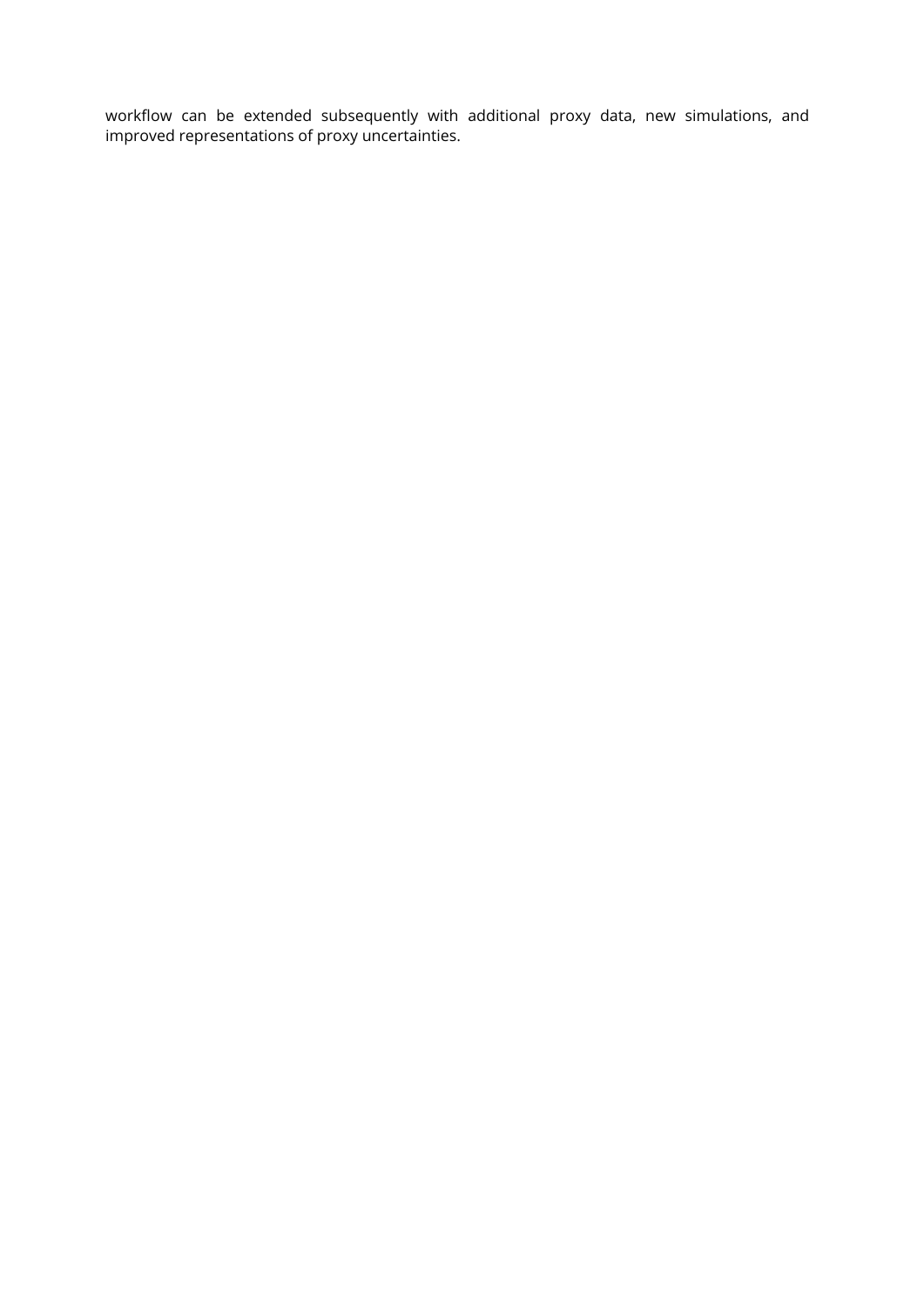workflow can be extended subsequently with additional proxy data, new simulations, and improved representations of proxy uncertainties.